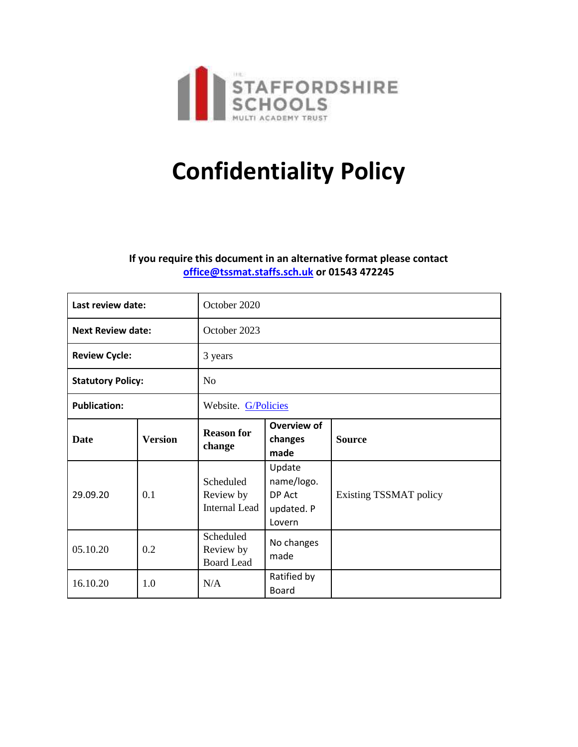THE STAFFORDSHIRE SCHOOLS MULTI ACADEMY TRUST

# Confidentiality Policy

**If you require this document in an alternative format please contact office@tssmat.staffs.sch.uk or 01543 472245**

| **Last review date:** | October 2020 |
|---|---|
| **Next Review date:** | October 2023 |
| **Review Cycle:** | 3 years |
| **Statutory Policy:** | No |
| **Publication:** | Website. G/Policies |

| **Date** | **Version** | **Reason for change** | **Overview of changes made** | **Source** |
|---|---|---|---|---|
| 29.09.20 | 0.1 | Scheduled Review by Internal Lead | Update name/logo. DP Act updated. P Lovern | Existing TSSMAT policy |
| 05.10.20 | 0.2 | Scheduled Review by Board Lead | No changes made | |
| 16.10.20 | 1.0 | N/A | Ratified by Board | |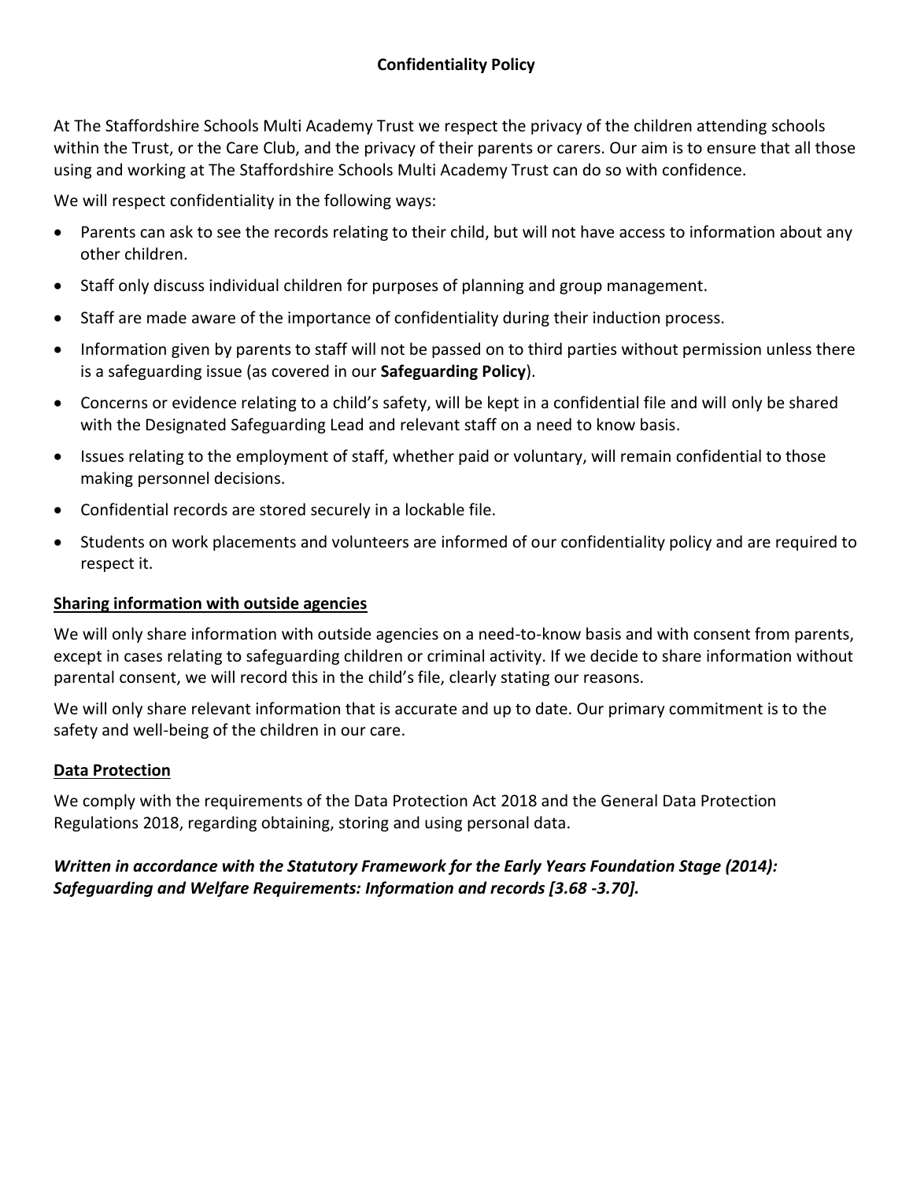# Confidentiality Policy

At The Staffordshire Schools Multi Academy Trust we respect the privacy of the children attending schools within the Trust, or the Care Club, and the privacy of their parents or carers. Our aim is to ensure that all those using and working at The Staffordshire Schools Multi Academy Trust can do so with confidence.

We will respect confidentiality in the following ways:

- Parents can ask to see the records relating to their child, but will not have access to information about any other children.
- Staff only discuss individual children for purposes of planning and group management.
- Staff are made aware of the importance of confidentiality during their induction process.
- Information given by parents to staff will not be passed on to third parties without permission unless there is a safeguarding issue (as covered in our **Safeguarding Policy**).
- Concerns or evidence relating to a child's safety, will be kept in a confidential file and will only be shared with the Designated Safeguarding Lead and relevant staff on a need to know basis.
- Issues relating to the employment of staff, whether paid or voluntary, will remain confidential to those making personnel decisions.
- Confidential records are stored securely in a lockable file.
- Students on work placements and volunteers are informed of our confidentiality policy and are required to respect it.

## Sharing information with outside agencies

We will only share information with outside agencies on a need-to-know basis and with consent from parents, except in cases relating to safeguarding children or criminal activity. If we decide to share information without parental consent, we will record this in the child's file, clearly stating our reasons.

We will only share relevant information that is accurate and up to date. Our primary commitment is to the safety and well-being of the children in our care.

## Data Protection

We comply with the requirements of the Data Protection Act 2018 and the General Data Protection Regulations 2018, regarding obtaining, storing and using personal data.

***Written in accordance with the Statutory Framework for the Early Years Foundation Stage (2014): Safeguarding and Welfare Requirements: Information and records [3.68 -3.70].***